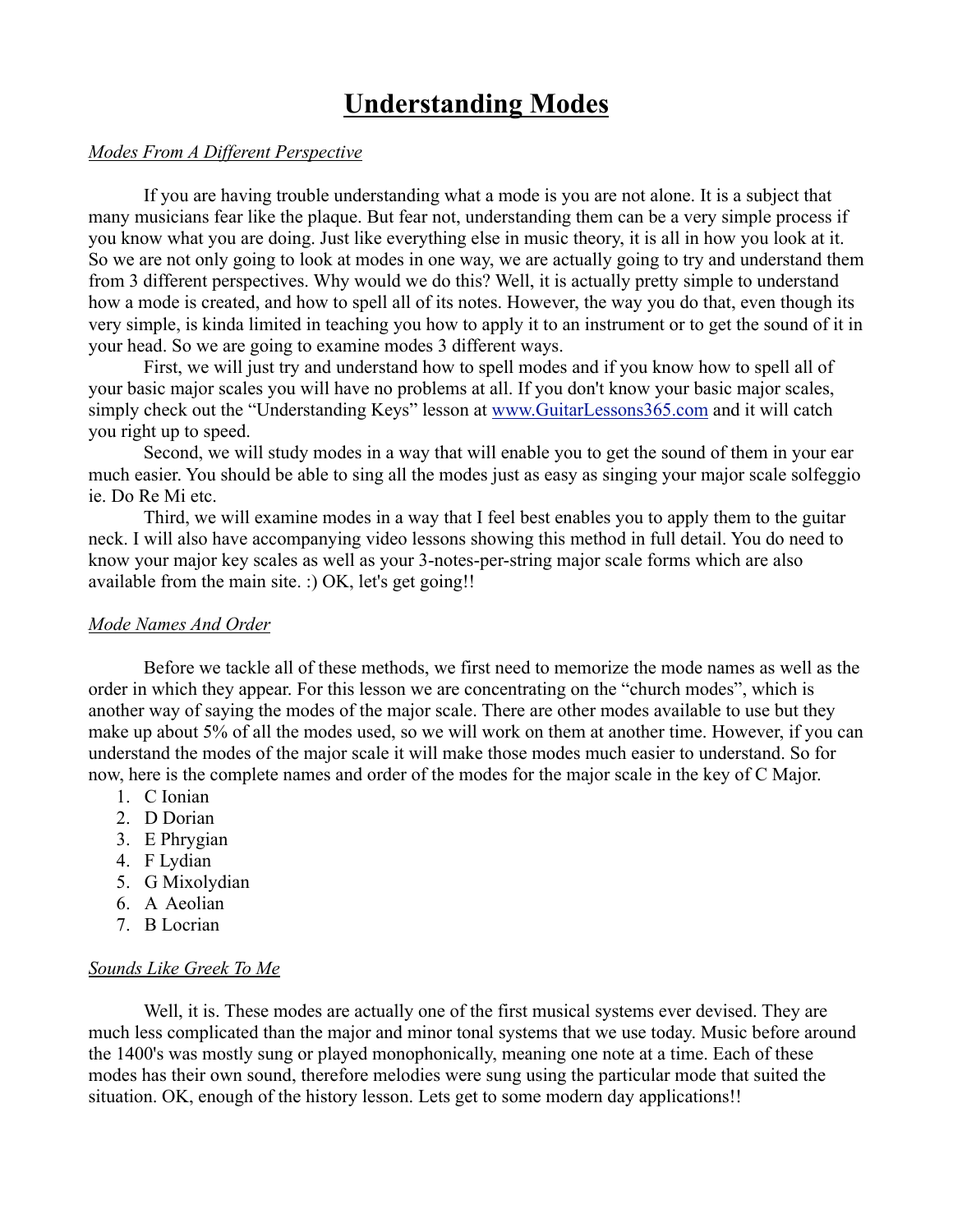# Understanding Modes

*Modes From A Different Perspective*

If you are having trouble understanding what a mode is you are not alone. It is a subject that many musicians fear like the plaque. But fear not, understanding them can be a very simple process if you know what you are doing. Just like everything else in music theory, it is all in how you look at it. So we are not only going to look at modes in one way, we are actually going to try and understand them from 3 different perspectives. Why would we do this? Well, it is actually pretty simple to understand how a mode is created, and how to spell all of its notes. However, the way you do that, even though its very simple, is kinda limited in teaching you how to apply it to an instrument or to get the sound of it in your head. So we are going to examine modes 3 different ways.

First, we will just try and understand how to spell modes and if you know how to spell all of your basic major scales you will have no problems at all. If you don't know your basic major scales, simply check out the "Understanding Keys" lesson at www.GuitarLessons365.com and it will catch you right up to speed.

Second, we will study modes in a way that will enable you to get the sound of them in your ear much easier. You should be able to sing all the modes just as easy as singing your major scale solfeggio ie. Do Re Mi etc.

Third, we will examine modes in a way that I feel best enables you to apply them to the guitar neck. I will also have accompanying video lessons showing this method in full detail. You do need to know your major key scales as well as your 3-notes-per-string major scale forms which are also available from the main site. :) OK, let's get going!!

*Mode Names And Order*

Before we tackle all of these methods, we first need to memorize the mode names as well as the order in which they appear. For this lesson we are concentrating on the "church modes", which is another way of saying the modes of the major scale. There are other modes available to use but they make up about 5% of all the modes used, so we will work on them at another time. However, if you can understand the modes of the major scale it will make those modes much easier to understand. So for now, here is the complete names and order of the modes for the major scale in the key of C Major.

1. C Ionian
2. D Dorian
3. E Phrygian
4. F Lydian
5. G Mixolydian
6. A Aeolian
7. B Locrian

*Sounds Like Greek To Me*

Well, it is. These modes are actually one of the first musical systems ever devised. They are much less complicated than the major and minor tonal systems that we use today. Music before around the 1400's was mostly sung or played monophonically, meaning one note at a time. Each of these modes has their own sound, therefore melodies were sung using the particular mode that suited the situation. OK, enough of the history lesson. Lets get to some modern day applications!!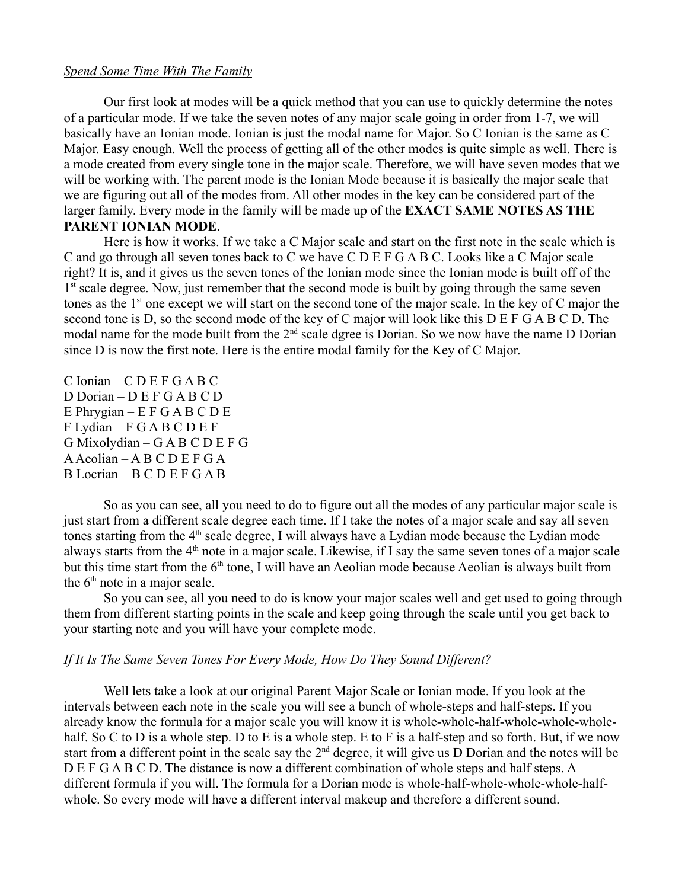*Spend Some Time With The Family*

Our first look at modes will be a quick method that you can use to quickly determine the notes of a particular mode. If we take the seven notes of any major scale going in order from 1-7, we will basically have an Ionian mode. Ionian is just the modal name for Major. So C Ionian is the same as C Major. Easy enough. Well the process of getting all of the other modes is quite simple as well. There is a mode created from every single tone in the major scale. Therefore, we will have seven modes that we will be working with. The parent mode is the Ionian Mode because it is basically the major scale that we are figuring out all of the modes from. All other modes in the key can be considered part of the larger family. Every mode in the family will be made up of the **EXACT SAME NOTES AS THE PARENT IONIAN MODE**.

Here is how it works. If we take a C Major scale and start on the first note in the scale which is C and go through all seven tones back to C we have C D E F G A B C. Looks like a C Major scale right? It is, and it gives us the seven tones of the Ionian mode since the Ionian mode is built off of the 1st scale degree. Now, just remember that the second mode is built by going through the same seven tones as the 1st one except we will start on the second tone of the major scale. In the key of C major the second tone is D, so the second mode of the key of C major will look like this D E F G A B C D. The modal name for the mode built from the 2nd scale dgree is Dorian. So we now have the name D Dorian since D is now the first note. Here is the entire modal family for the Key of C Major.

C Ionian – C D E F G A B C
D Dorian – D E F G A B C D
E Phrygian – E F G A B C D E
F Lydian – F G A B C D E F
G Mixolydian – G A B C D E F G
A Aeolian – A B C D E F G A
B Locrian – B C D E F G A B

So as you can see, all you need to do to figure out all the modes of any particular major scale is just start from a different scale degree each time. If I take the notes of a major scale and say all seven tones starting from the 4th scale degree, I will always have a Lydian mode because the Lydian mode always starts from the 4th note in a major scale. Likewise, if I say the same seven tones of a major scale but this time start from the 6th tone, I will have an Aeolian mode because Aeolian is always built from the 6th note in a major scale.

So you can see, all you need to do is know your major scales well and get used to going through them from different starting points in the scale and keep going through the scale until you get back to your starting note and you will have your complete mode.

*If It Is The Same Seven Tones For Every Mode, How Do They Sound Different?*

Well lets take a look at our original Parent Major Scale or Ionian mode. If you look at the intervals between each note in the scale you will see a bunch of whole-steps and half-steps. If you already know the formula for a major scale you will know it is whole-whole-half-whole-whole-whole-half. So C to D is a whole step. D to E is a whole step. E to F is a half-step and so forth. But, if we now start from a different point in the scale say the 2nd degree, it will give us D Dorian and the notes will be D E F G A B C D. The distance is now a different combination of whole steps and half steps. A different formula if you will. The formula for a Dorian mode is whole-half-whole-whole-whole-half-whole. So every mode will have a different interval makeup and therefore a different sound.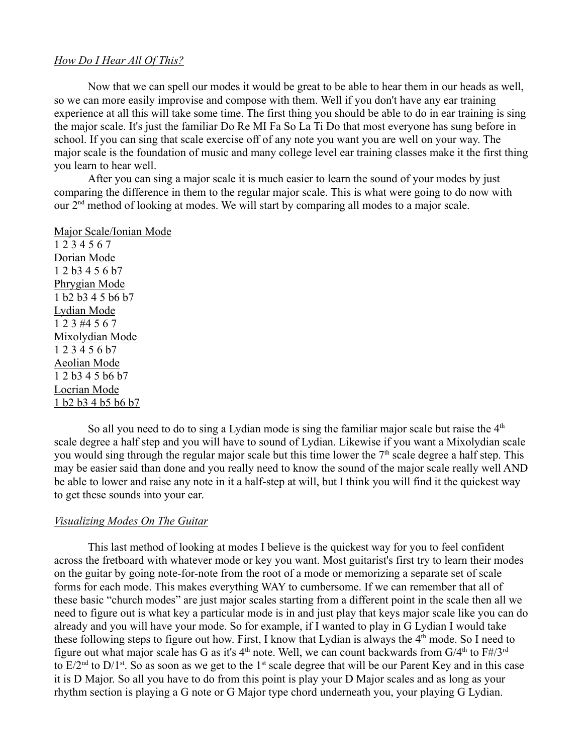*How Do I Hear All Of This?*

Now that we can spell our modes it would be great to be able to hear them in our heads as well, so we can more easily improvise and compose with them. Well if you don't have any ear training experience at all this will take some time. The first thing you should be able to do in ear training is sing the major scale. It's just the familiar Do Re MI Fa So La Ti Do that most everyone has sung before in school. If you can sing that scale exercise off of any note you want you are well on your way. The major scale is the foundation of music and many college level ear training classes make it the first thing you learn to hear well.

After you can sing a major scale it is much easier to learn the sound of your modes by just comparing the difference in them to the regular major scale. This is what were going to do now with our 2nd method of looking at modes. We will start by comparing all modes to a major scale.

Major Scale/Ionian Mode
1 2 3 4 5 6 7
Dorian Mode
1 2 b3 4 5 6 b7
Phrygian Mode
1 b2 b3 4 5 b6 b7
Lydian Mode
1 2 3 #4 5 6 7
Mixolydian Mode
1 2 3 4 5 6 b7
Aeolian Mode
1 2 b3 4 5 b6 b7
Locrian Mode
1 b2 b3 4 b5 b6 b7

So all you need to do to sing a Lydian mode is sing the familiar major scale but raise the 4th scale degree a half step and you will have to sound of Lydian. Likewise if you want a Mixolydian scale you would sing through the regular major scale but this time lower the 7th scale degree a half step. This may be easier said than done and you really need to know the sound of the major scale really well AND be able to lower and raise any note in it a half-step at will, but I think you will find it the quickest way to get these sounds into your ear.

*Visualizing Modes On The Guitar*

This last method of looking at modes I believe is the quickest way for you to feel confident across the fretboard with whatever mode or key you want. Most guitarist's first try to learn their modes on the guitar by going note-for-note from the root of a mode or memorizing a separate set of scale forms for each mode. This makes everything WAY to cumbersome. If we can remember that all of these basic "church modes" are just major scales starting from a different point in the scale then all we need to figure out is what key a particular mode is in and just play that keys major scale like you can do already and you will have your mode. So for example, if I wanted to play in G Lydian I would take these following steps to figure out how. First, I know that Lydian is always the 4th mode. So I need to figure out what major scale has G as it's 4th note. Well, we can count backwards from G/4th to F#/3rd to E/2nd to D/1st. So as soon as we get to the 1st scale degree that will be our Parent Key and in this case it is D Major. So all you have to do from this point is play your D Major scales and as long as your rhythm section is playing a G note or G Major type chord underneath you, your playing G Lydian.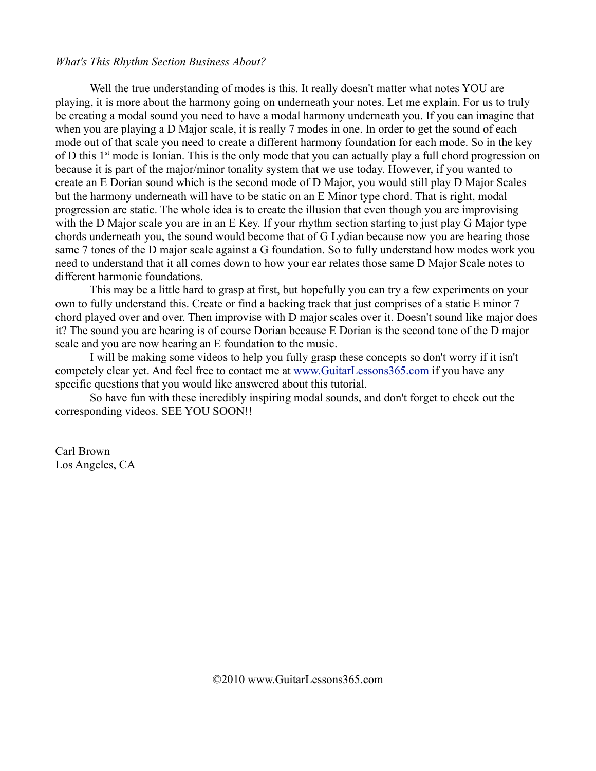*<u>What's This Rhythm Section Business About?</u>*

Well the true understanding of modes is this. It really doesn't matter what notes YOU are playing, it is more about the harmony going on underneath your notes. Let me explain. For us to truly be creating a modal sound you need to have a modal harmony underneath you. If you can imagine that when you are playing a D Major scale, it is really 7 modes in one. In order to get the sound of each mode out of that scale you need to create a different harmony foundation for each mode. So in the key of D this 1st mode is Ionian. This is the only mode that you can actually play a full chord progression on because it is part of the major/minor tonality system that we use today. However, if you wanted to create an E Dorian sound which is the second mode of D Major, you would still play D Major Scales but the harmony underneath will have to be static on an E Minor type chord. That is right, modal progression are static. The whole idea is to create the illusion that even though you are improvising with the D Major scale you are in an E Key. If your rhythm section starting to just play G Major type chords underneath you, the sound would become that of G Lydian because now you are hearing those same 7 tones of the D major scale against a G foundation. So to fully understand how modes work you need to understand that it all comes down to how your ear relates those same D Major Scale notes to different harmonic foundations.

This may be a little hard to grasp at first, but hopefully you can try a few experiments on your own to fully understand this. Create or find a backing track that just comprises of a static E minor 7 chord played over and over. Then improvise with D major scales over it. Doesn't sound like major does it? The sound you are hearing is of course Dorian because E Dorian is the second tone of the D major scale and you are now hearing an E foundation to the music.

I will be making some videos to help you fully grasp these concepts so don't worry if it isn't competely clear yet. And feel free to contact me at [www.GuitarLessons365.com](http://www.GuitarLessons365.com) if you have any specific questions that you would like answered about this tutorial.

So have fun with these incredibly inspiring modal sounds, and don't forget to check out the corresponding videos. SEE YOU SOON!!

Carl Brown
Los Angeles, CA

©2010 www.GuitarLessons365.com